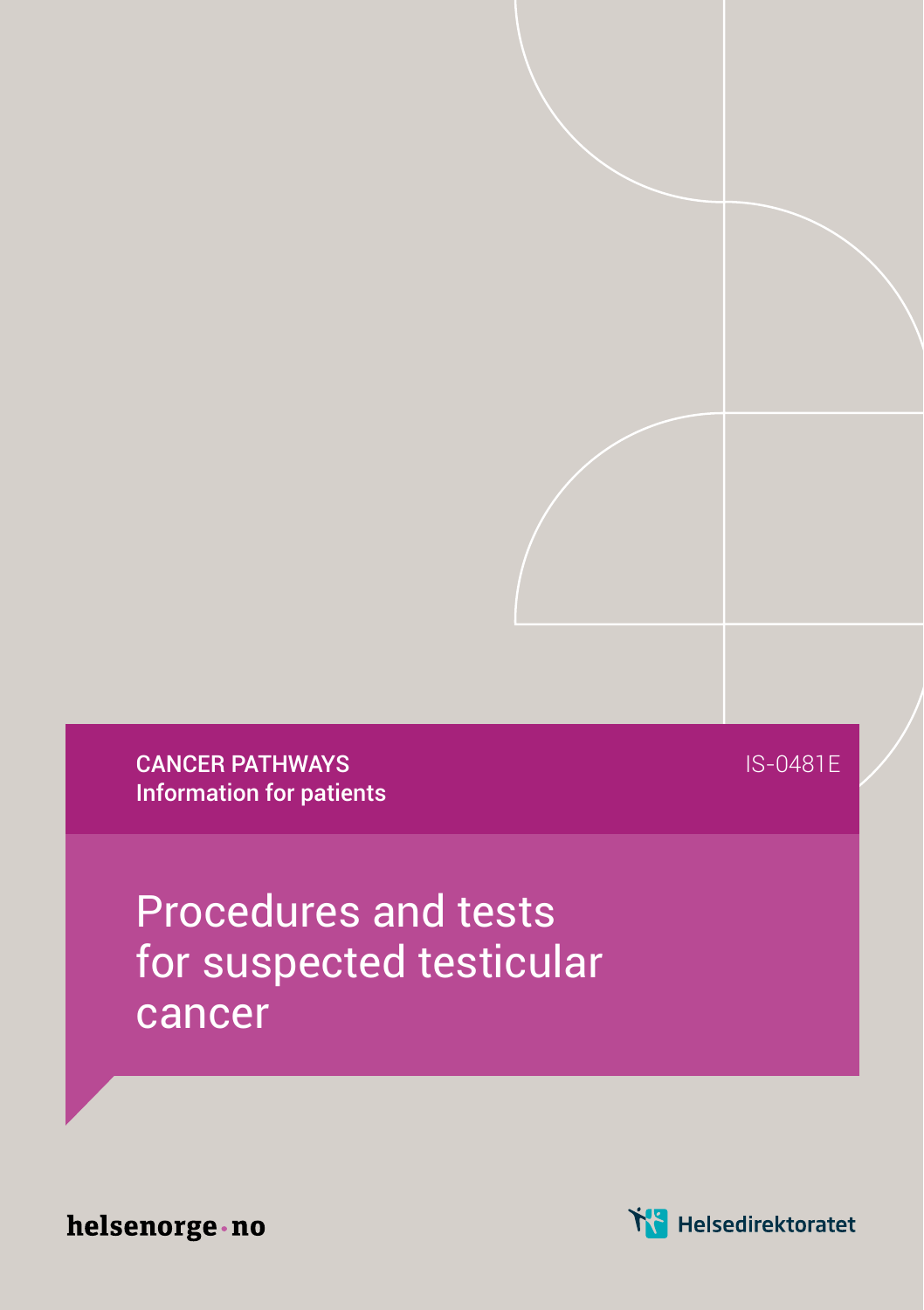CANCER PATHWAYS
**Information for patients**

IS-0481E

# Procedures and tests for suspected testicular cancer

helsenorge·no

Helsedirektoratet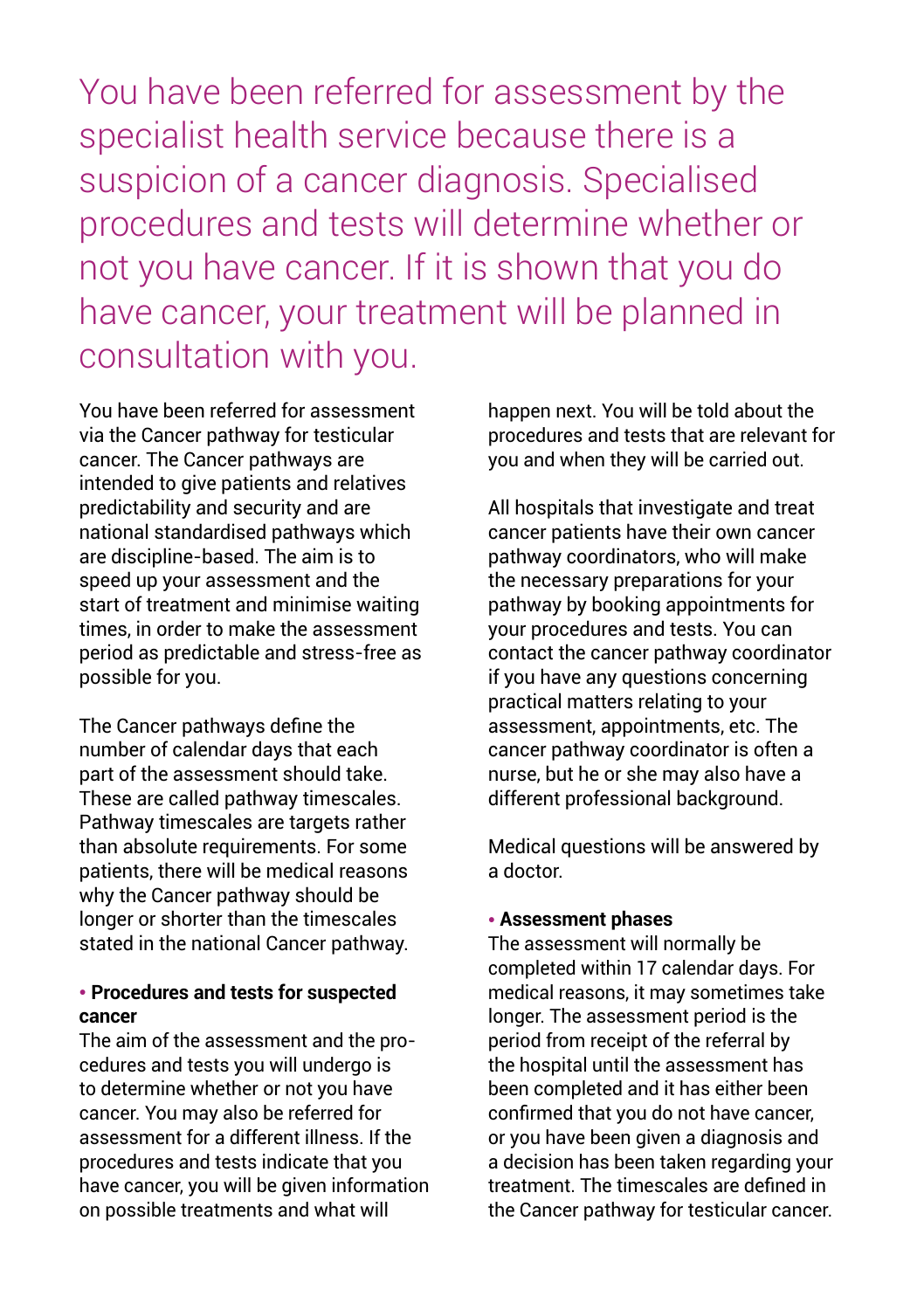You have been referred for assessment by the specialist health service because there is a suspicion of a cancer diagnosis. Specialised procedures and tests will determine whether or not you have cancer. If it is shown that you do have cancer, your treatment will be planned in consultation with you.

You have been referred for assessment via the Cancer pathway for testicular cancer. The Cancer pathways are intended to give patients and relatives predictability and security and are national standardised pathways which are discipline-based. The aim is to speed up your assessment and the start of treatment and minimise waiting times, in order to make the assessment period as predictable and stress-free as possible for you.

The Cancer pathways define the number of calendar days that each part of the assessment should take. These are called pathway timescales. Pathway timescales are targets rather than absolute requirements. For some patients, there will be medical reasons why the Cancer pathway should be longer or shorter than the timescales stated in the national Cancer pathway.

**• Procedures and tests for suspected cancer**

The aim of the assessment and the procedures and tests you will undergo is to determine whether or not you have cancer. You may also be referred for assessment for a different illness. If the procedures and tests indicate that you have cancer, you will be given information on possible treatments and what will happen next. You will be told about the procedures and tests that are relevant for you and when they will be carried out.

All hospitals that investigate and treat cancer patients have their own cancer pathway coordinators, who will make the necessary preparations for your pathway by booking appointments for your procedures and tests. You can contact the cancer pathway coordinator if you have any questions concerning practical matters relating to your assessment, appointments, etc. The cancer pathway coordinator is often a nurse, but he or she may also have a different professional background.

Medical questions will be answered by a doctor.

**• Assessment phases**

The assessment will normally be completed within 17 calendar days. For medical reasons, it may sometimes take longer. The assessment period is the period from receipt of the referral by the hospital until the assessment has been completed and it has either been confirmed that you do not have cancer, or you have been given a diagnosis and a decision has been taken regarding your treatment. The timescales are defined in the Cancer pathway for testicular cancer.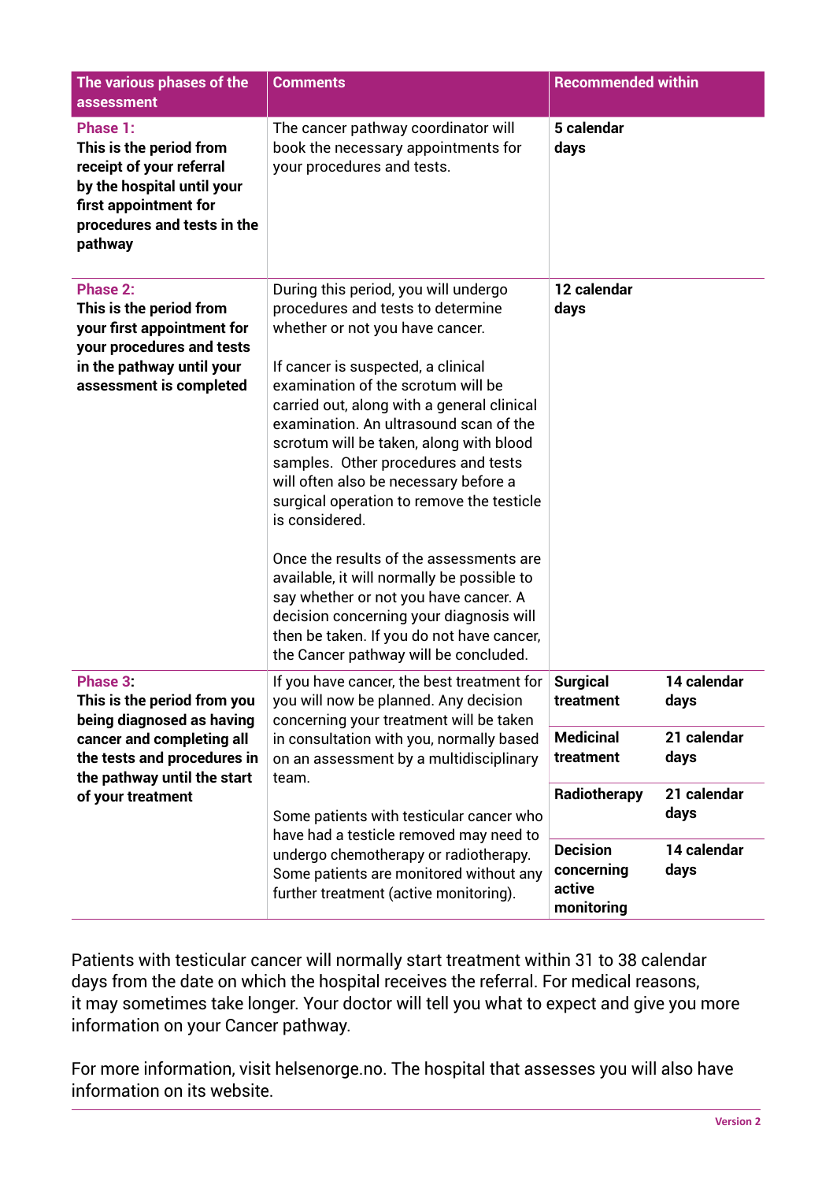| The various phases of the assessment | Comments | Recommended within | |
|---|---|---|---|
| **Phase 1:** **This is the period from receipt of your referral by the hospital until your first appointment for procedures and tests in the pathway** | The cancer pathway coordinator will book the necessary appointments for your procedures and tests. | **5 calendar days** | |
| **Phase 2:** **This is the period from your first appointment for your procedures and tests in the pathway until your assessment is completed** | During this period, you will undergo procedures and tests to determine whether or not you have cancer.<br><br>If cancer is suspected, a clinical examination of the scrotum will be carried out, along with a general clinical examination. An ultrasound scan of the scrotum will be taken, along with blood samples. Other procedures and tests will often also be necessary before a surgical operation to remove the testicle is considered.<br><br>Once the results of the assessments are available, it will normally be possible to say whether or not you have cancer. A decision concerning your diagnosis will then be taken. If you do not have cancer, the Cancer pathway will be concluded. | **12 calendar days** | |
| **Phase 3:** **This is the period from you being diagnosed as having cancer and completing all the tests and procedures in the pathway until the start of your treatment** | If you have cancer, the best treatment for you will now be planned. Any decision concerning your treatment will be taken in consultation with you, normally based on an assessment by a multidisciplinary team.<br><br>Some patients with testicular cancer who have had a testicle removed may need to undergo chemotherapy or radiotherapy. Some patients are monitored without any further treatment (active monitoring). | **Surgical treatment** | **14 calendar days** |
| | | **Medicinal treatment** | **21 calendar days** |
| | | **Radiotherapy** | **21 calendar days** |
| | | **Decision concerning active monitoring** | **14 calendar days** |

Patients with testicular cancer will normally start treatment within 31 to 38 calendar days from the date on which the hospital receives the referral. For medical reasons, it may sometimes take longer. Your doctor will tell you what to expect and give you more information on your Cancer pathway.

For more information, visit helsenorge.no. The hospital that assesses you will also have information on its website.

Version 2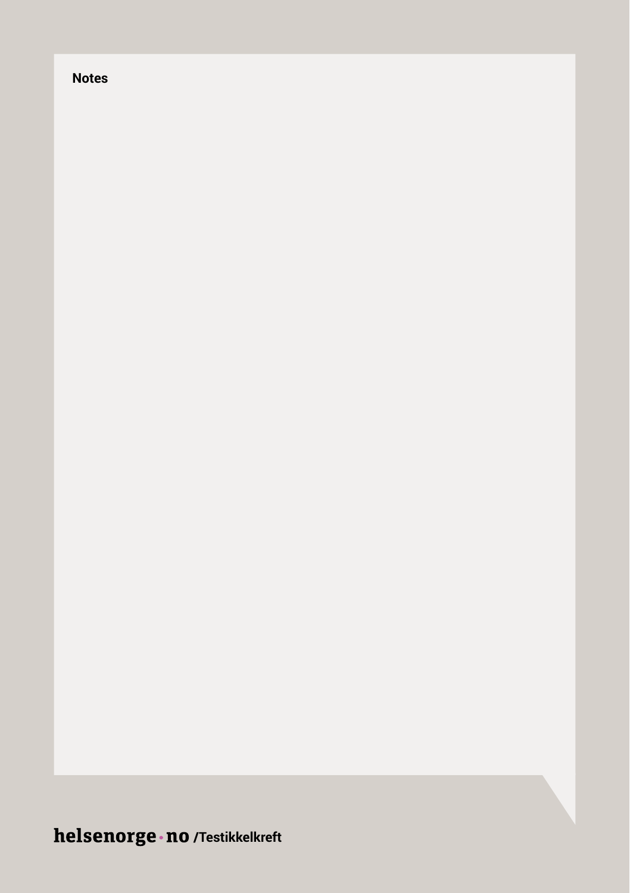**Notes**

helsenorge.no /Testikkelkreft